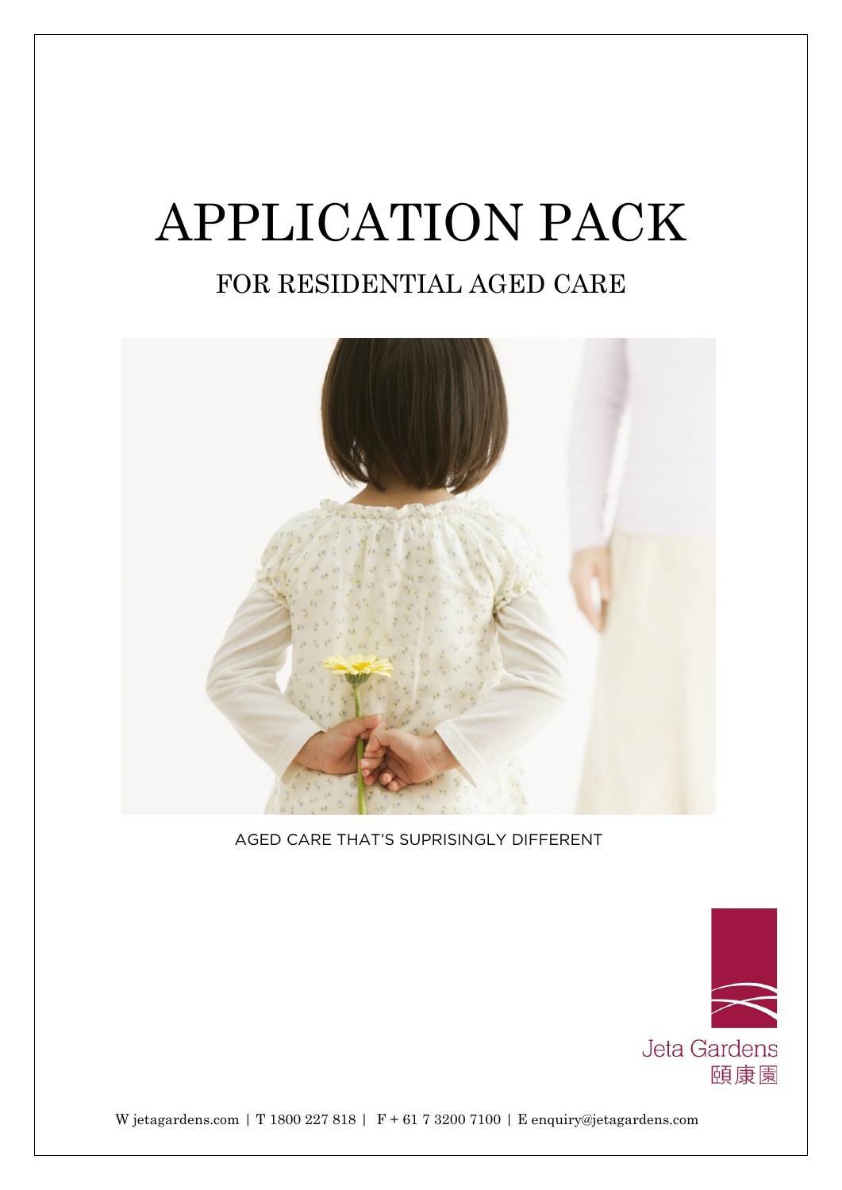# APPLICATION PACK

## FOR RESIDENTIAL AGED CARE

AGED CARE THAT'S SUPRISINGLY DIFFERENT

Jeta Gardens
頤康園

W jetagardens.com | T 1800 227 818 | F + 61 7 3200 7100 | E enquiry@jetagardens.com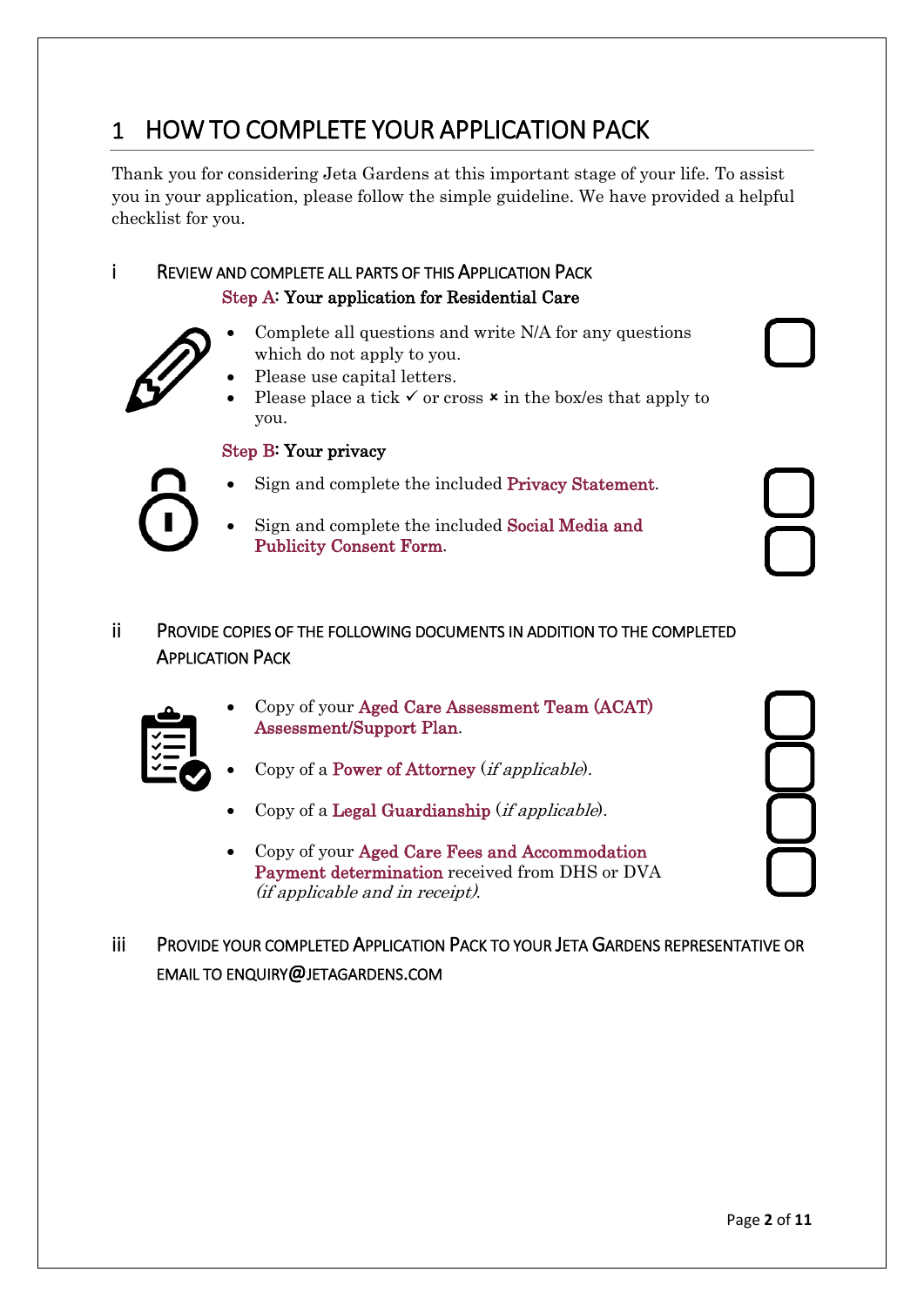# 1 HOW TO COMPLETE YOUR APPLICATION PACK

Thank you for considering Jeta Gardens at this important stage of your life. To assist you in your application, please follow the simple guideline. We have provided a helpful checklist for you.

## i REVIEW AND COMPLETE ALL PARTS OF THIS APPLICATION PACK

### Step A: Your application for Residential Care

- Complete all questions and write N/A for any questions which do not apply to you.
- Please use capital letters.
- Please place a tick ✓ or cross × in the box/es that apply to you.

### Step B: Your privacy

- Sign and complete the included Privacy Statement.
- Sign and complete the included Social Media and Publicity Consent Form.

## ii PROVIDE COPIES OF THE FOLLOWING DOCUMENTS IN ADDITION TO THE COMPLETED APPLICATION PACK

- Copy of your Aged Care Assessment Team (ACAT) Assessment/Support Plan.
- Copy of a Power of Attorney (*if applicable*).
- Copy of a Legal Guardianship (*if applicable*).
- Copy of your Aged Care Fees and Accommodation Payment determination received from DHS or DVA *(if applicable and in receipt)*.

## iii PROVIDE YOUR COMPLETED APPLICATION PACK TO YOUR JETA GARDENS REPRESENTATIVE OR EMAIL TO ENQUIRY@JETAGARDENS.COM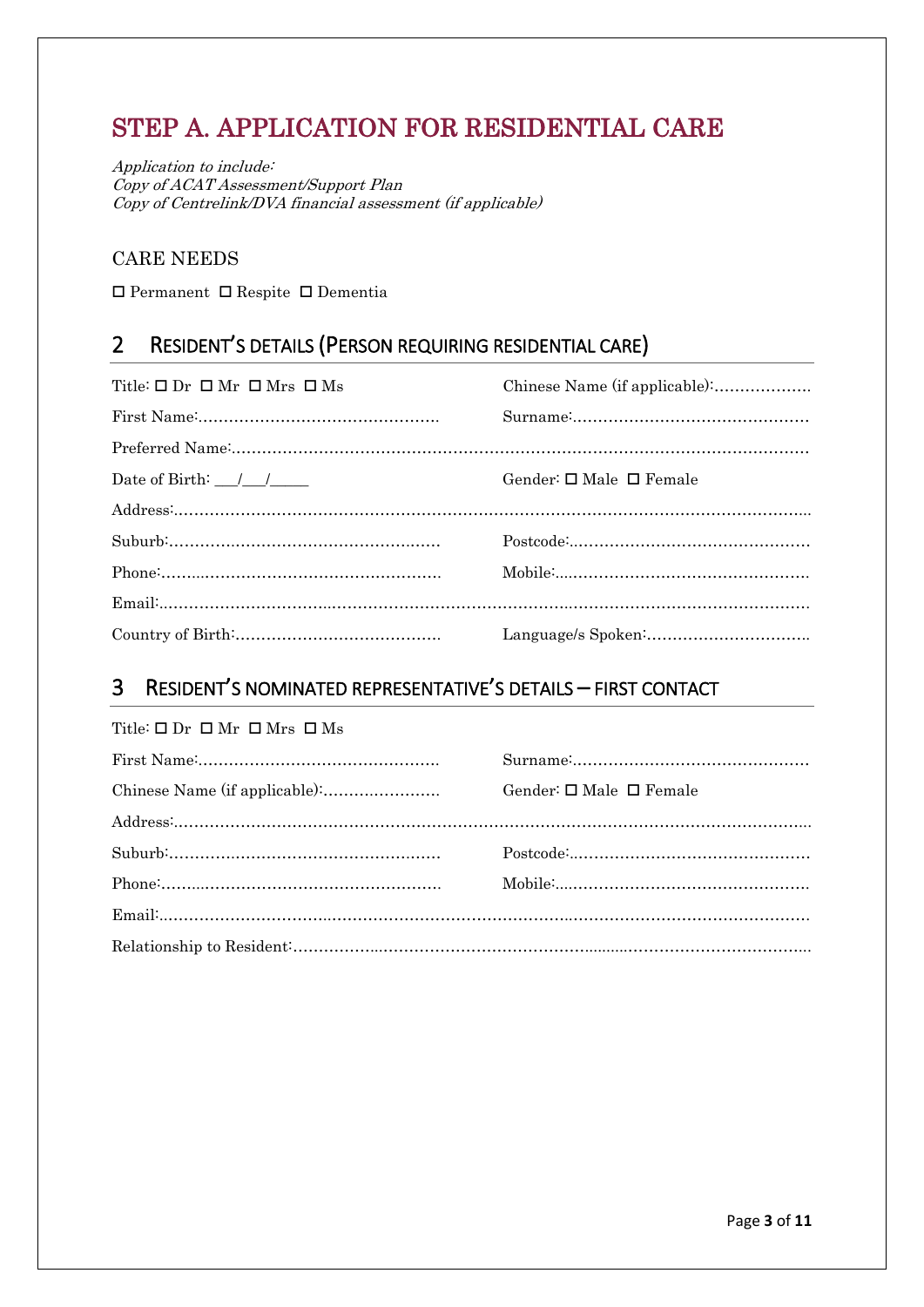# STEP A. APPLICATION FOR RESIDENTIAL CARE

*Application to include:*
*Copy of ACAT Assessment/Support Plan*
*Copy of Centrelink/DVA financial assessment (if applicable)*

### CARE NEEDS

☐ Permanent ☐ Respite ☐ Dementia

## 2 RESIDENT'S DETAILS (PERSON REQUIRING RESIDENTIAL CARE)

Title: ☐ Dr ☐ Mr ☐ Mrs ☐ Ms Chinese Name (if applicable):……………….

First Name:………………………………………… Surname:…………………………………………

Preferred Name:……………………………………………………………………………………………

Date of Birth: \_\_\_/\_\_\_/\_\_\_\_\_ Gender: ☐ Male ☐ Female

Address:……………………………………………………………………………………………………

Suburb:……………………………………………… Postcode:…………………………………………

Phone:……………………………………………… Mobile:……………………………………………

Email:………………………………………………………………………………………………………

Country of Birth:………………………………… Language/s Spoken:…………………………….

## 3 RESIDENT'S NOMINATED REPRESENTATIVE'S DETAILS – FIRST CONTACT

Title: ☐ Dr ☐ Mr ☐ Mrs ☐ Ms

First Name:………………………………………… Surname:…………………………………………

Chinese Name (if applicable):………………….. Gender: ☐ Male ☐ Female

Address:……………………………………………………………………………………………………

Suburb:……………………………………………… Postcode:…………………………………………

Phone:……………………………………………… Mobile:……………………………………………

Email:………………………………………………………………………………………………………

Relationship to Resident:…………………………………………………………………………………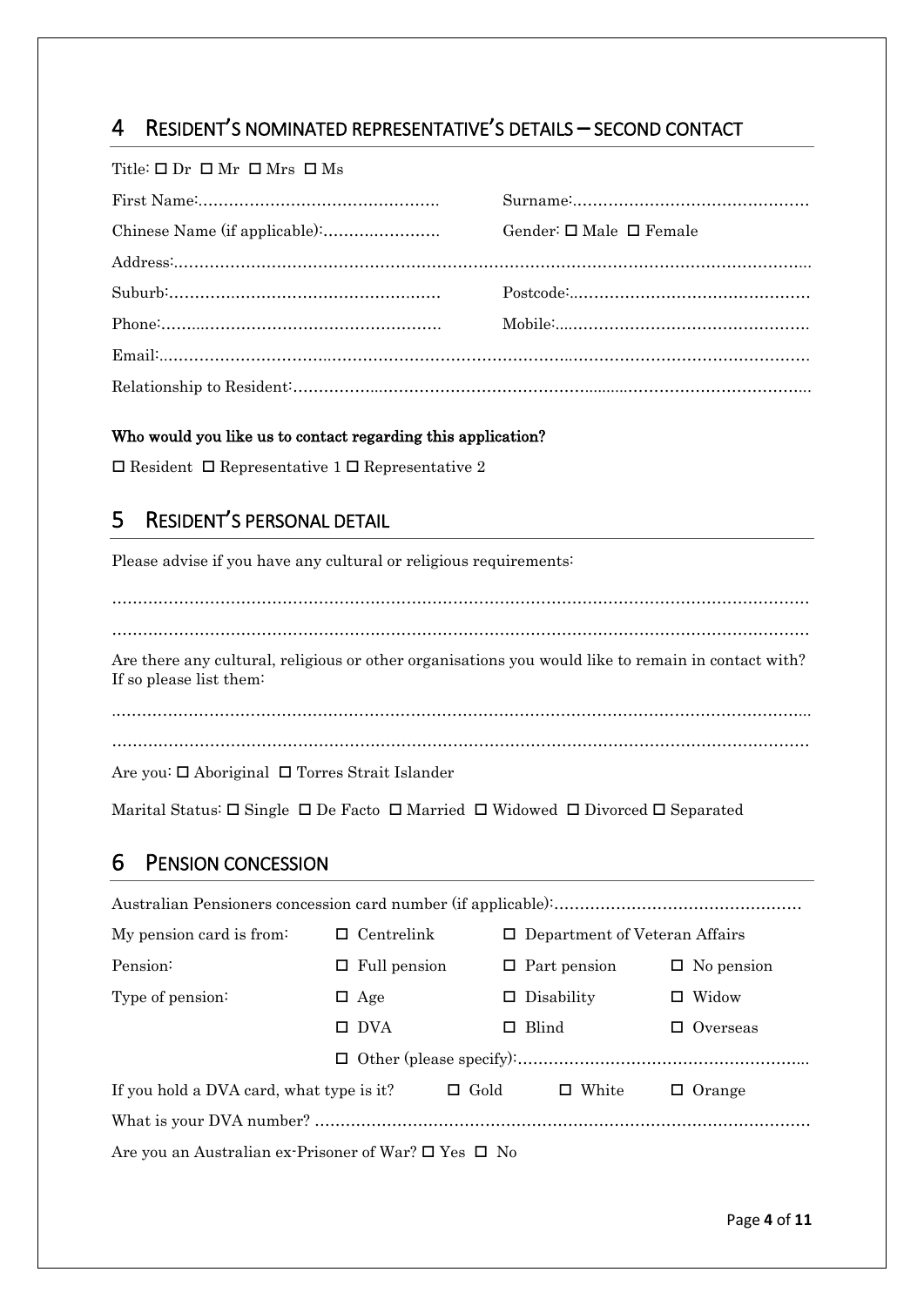## 4 RESIDENT'S NOMINATED REPRESENTATIVE'S DETAILS – SECOND CONTACT

Title: ☐ Dr ☐ Mr ☐ Mrs ☐ Ms

First Name:……………………………………… Surname:………………………………………

Chinese Name (if applicable):………………… Gender: ☐ Male ☐ Female

Address:……………………………………………………………………………………………………

Suburb:…………………………………………… Postcode:………………………………………

Phone:…………………………………………… Mobile:…………………………………………

Email:………………………………………………………………………………………………………

Relationship to Resident:…………………………………………………………………………………

**Who would you like us to contact regarding this application?**

☐ Resident ☐ Representative 1 ☐ Representative 2

## 5 RESIDENT'S PERSONAL DETAIL

Please advise if you have any cultural or religious requirements:

……………………………………………………………………………………………………………

……………………………………………………………………………………………………………

Are there any cultural, religious or other organisations you would like to remain in contact with? If so please list them:

……………………………………………………………………………………………………………

……………………………………………………………………………………………………………

Are you: ☐ Aboriginal ☐ Torres Strait Islander

Marital Status: ☐ Single ☐ De Facto ☐ Married ☐ Widowed ☐ Divorced ☐ Separated

## 6 PENSION CONCESSION

Australian Pensioners concession card number (if applicable):…………………………………………

| | | | |
|---|---|---|---|
| My pension card is from: | ☐ Centrelink | ☐ Department of Veteran Affairs | |
| Pension: | ☐ Full pension | ☐ Part pension | ☐ No pension |
| Type of pension: | ☐ Age | ☐ Disability | ☐ Widow |
| | ☐ DVA | ☐ Blind | ☐ Overseas |
| | ☐ Other (please specify):………………………………………………… | | |

If you hold a DVA card, what type is it? ☐ Gold ☐ White ☐ Orange

What is your DVA number? ……………………………………………………………………………

Are you an Australian ex-Prisoner of War? ☐ Yes ☐ No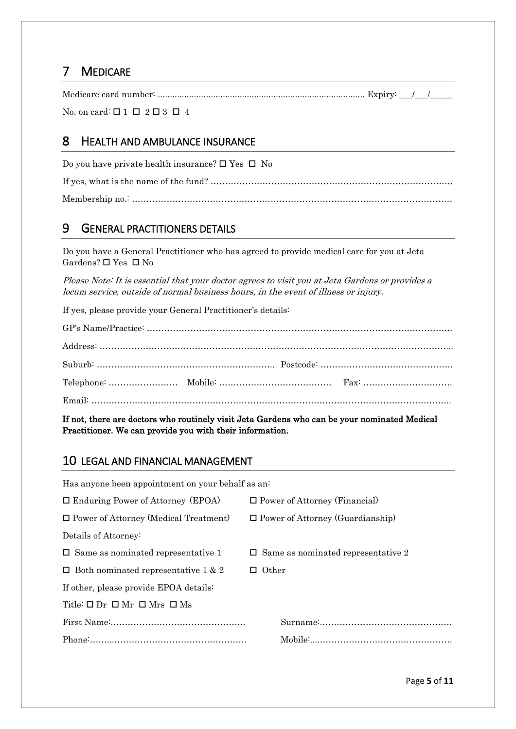## 7 MEDICARE

Medicare card number: ...................................................................................... Expiry: ___/___/_____

No. on card: ☐ 1 ☐ 2 ☐ 3 ☐ 4

## 8 HEALTH AND AMBULANCE INSURANCE

Do you have private health insurance? ☐ Yes ☐ No

If yes, what is the name of the fund? ……………………………………………………………………………

Membership no.: …………………………………………………………………………………………………

## 9 GENERAL PRACTITIONERS DETAILS

Do you have a General Practitioner who has agreed to provide medical care for you at Jeta Gardens? ☐ Yes ☐ No

*Please Note: It is essential that your doctor agrees to visit you at Jeta Gardens or provides a locum service, outside of normal business hours, in the event of illness or injury.*

If yes, please provide your General Practitioner's details:

GP's Name/Practice: ……………………………………………………………………………………………

Address: ………………………………………………………………………………………………………….

Suburb: …………………………………………………….. Postcode: ……………………………………….

Telephone: …………………… Mobile: ………………………………… Fax: ………………………….

Email: ……………………………………………………………………………………………………………

**If not, there are doctors who routinely visit Jeta Gardens who can be your nominated Medical Practitioner. We can provide you with their information.**

## 10 LEGAL AND FINANCIAL MANAGEMENT

Has anyone been appointment on your behalf as an:

☐ Enduring Power of Attorney (EPOA) ☐ Power of Attorney (Financial)

☐ Power of Attorney (Medical Treatment) ☐ Power of Attorney (Guardianship)

Details of Attorney:

☐ Same as nominated representative 1 ☐ Same as nominated representative 2

☐ Both nominated representative 1 & 2 ☐ Other

If other, please provide EPOA details:

Title: ☐ Dr ☐ Mr ☐ Mrs ☐ Ms

First Name:………………………………………… Surname:………………………………………

Phone:……………………………………………… Mobile:…………………………………………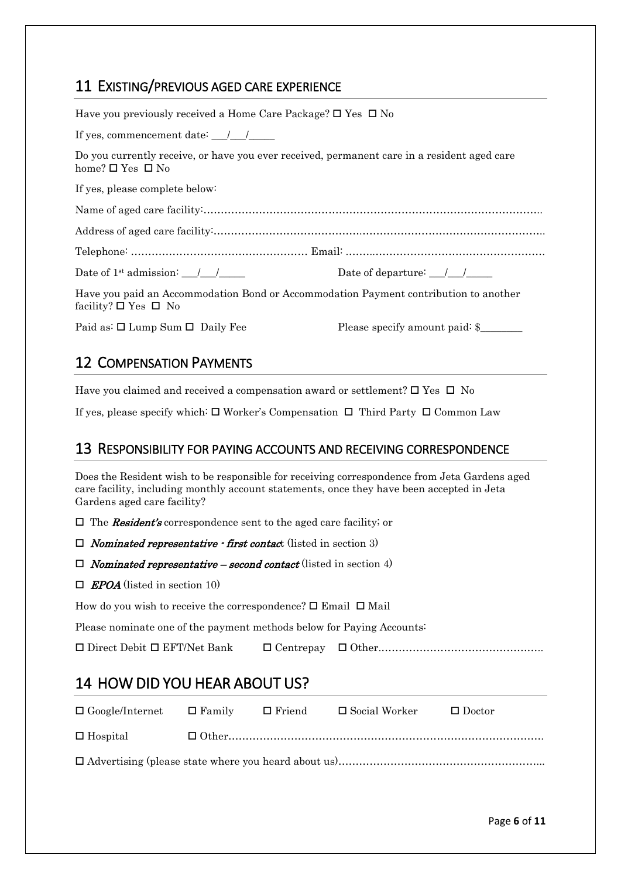## 11 EXISTING/PREVIOUS AGED CARE EXPERIENCE

Have you previously received a Home Care Package? ☐ Yes ☐ No

If yes, commencement date: ___/___/_____

Do you currently receive, or have you ever received, permanent care in a resident aged care home? ☐ Yes ☐ No

If yes, please complete below:

Name of aged care facility:……………………………………………………………………………………..

Address of aged care facility:…………………………………………………………………………………..

Telephone: …………………………………………… Email: ……..…………………………………………….

Date of 1st admission: ___/___/_____ Date of departure: ___/___/_____

Have you paid an Accommodation Bond or Accommodation Payment contribution to another facility? ☐ Yes ☐ No

Paid as: ☐ Lump Sum ☐ Daily Fee Please specify amount paid: $________

## 12 COMPENSATION PAYMENTS

Have you claimed and received a compensation award or settlement? ☐ Yes ☐ No

If yes, please specify which: ☐ Worker's Compensation ☐ Third Party ☐ Common Law

## 13 RESPONSIBILITY FOR PAYING ACCOUNTS AND RECEIVING CORRESPONDENCE

Does the Resident wish to be responsible for receiving correspondence from Jeta Gardens aged care facility, including monthly account statements, once they have been accepted in Jeta Gardens aged care facility?

☐ The ***Resident's*** correspondence sent to the aged care facility; or

☐ ***Nominated representative - first contac***t (listed in section 3)

☐ ***Nominated representative – second contact*** (listed in section 4)

☐ ***EPOA*** (listed in section 10)

How do you wish to receive the correspondence? ☐ Email ☐ Mail

Please nominate one of the payment methods below for Paying Accounts:

☐ Direct Debit ☐ EFT/Net Bank ☐ Centrepay ☐ Other…………………………………………..

## 14 HOW DID YOU HEAR ABOUT US?

☐ Google/Internet ☐ Family ☐ Friend ☐ Social Worker ☐ Doctor

☐ Hospital ☐ Other……………………………………………………………………………….

☐ Advertising (please state where you heard about us)…………………………………………………..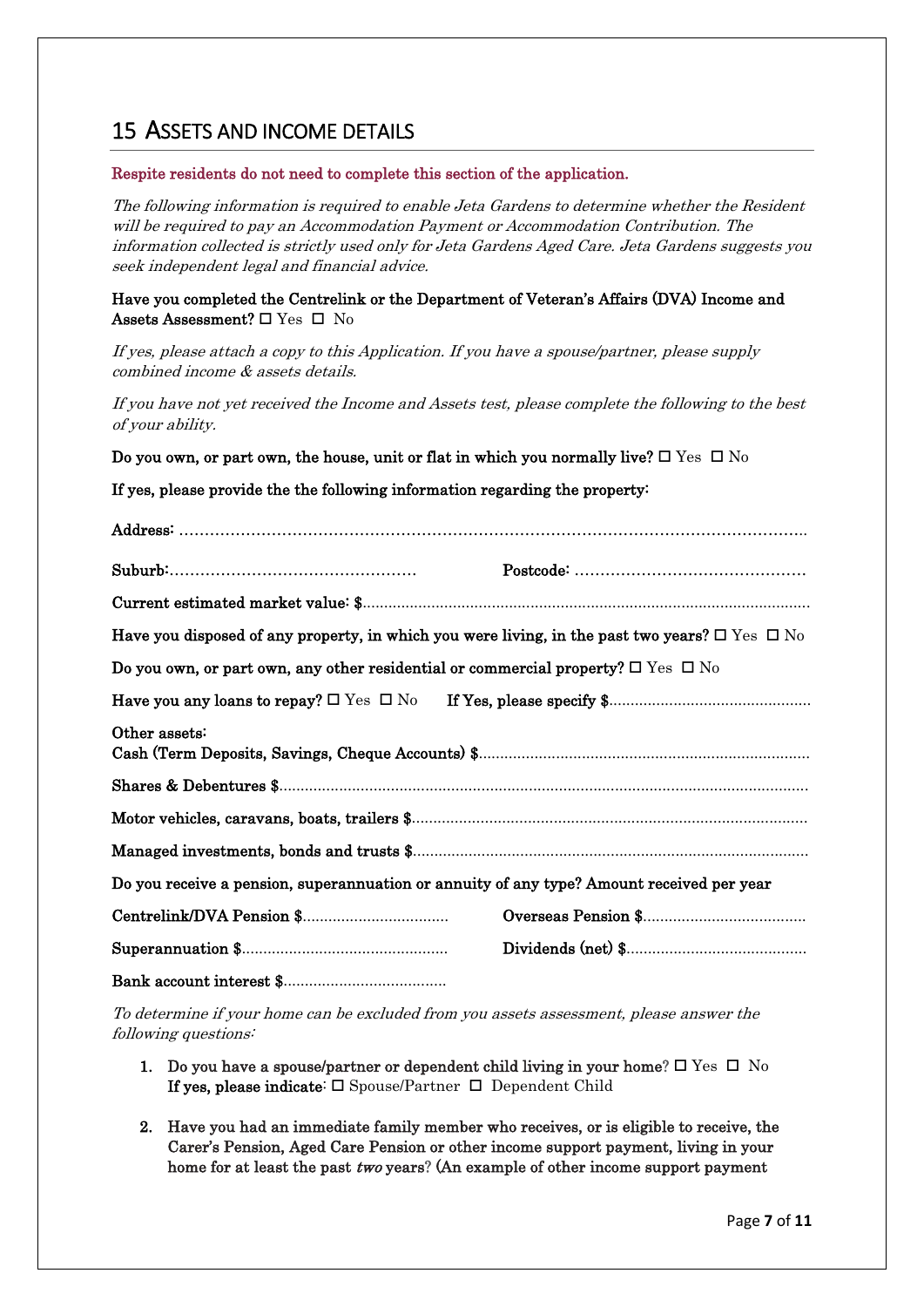## 15 ASSETS AND INCOME DETAILS

**Respite residents do not need to complete this section of the application.**

*The following information is required to enable Jeta Gardens to determine whether the Resident will be required to pay an Accommodation Payment or Accommodation Contribution. The information collected is strictly used only for Jeta Gardens Aged Care. Jeta Gardens suggests you seek independent legal and financial advice.*

**Have you completed the Centrelink or the Department of Veteran's Affairs (DVA) Income and Assets Assessment?** ☐ Yes ☐ No

*If yes, please attach a copy to this Application. If you have a spouse/partner, please supply combined income & assets details.*

*If you have not yet received the Income and Assets test, please complete the following to the best of your ability.*

**Do you own, or part own, the house, unit or flat in which you normally live?** ☐ Yes ☐ No

**If yes, please provide the the following information regarding the property:**

**Address:** ……………………………………………………………………………………………………………

**Suburb:**…………………………………………… **Postcode:** ………………………………………

**Current estimated market value: $**……………………………………………………………………………

**Have you disposed of any property, in which you were living, in the past two years?** ☐ Yes ☐ No

**Do you own, or part own, any other residential or commercial property?** ☐ Yes ☐ No

**Have you any loans to repay?** ☐ Yes ☐ No **If Yes, please specify $**……………………………………

**Other assets:**
**Cash (Term Deposits, Savings, Cheque Accounts) $**…………………………………………………………

**Shares & Debentures $**………………………………………………………………………………………

**Motor vehicles, caravans, boats, trailers $**…………………………………………………………………

**Managed investments, bonds and trusts $**…………………………………………………………………

**Do you receive a pension, superannuation or annuity of any type? Amount received per year**

**Centrelink/DVA Pension $**…………………………… **Overseas Pension $**…………………………

**Superannuation $**…………………………………… **Dividends (net) $**……………………………

**Bank account interest $**…………………………

*To determine if your home can be excluded from you assets assessment, please answer the following questions:*

1. **Do you have a spouse/partner or dependent child living in your home**? ☐ Yes ☐ No
   **If yes, please indicate**: ☐ Spouse/Partner ☐ Dependent Child

2. **Have you had an immediate family member who receives, or is eligible to receive, the Carer's Pension, Aged Care Pension or other income support payment, living in your home for at least the past *two* years**? **(An example of other income support payment**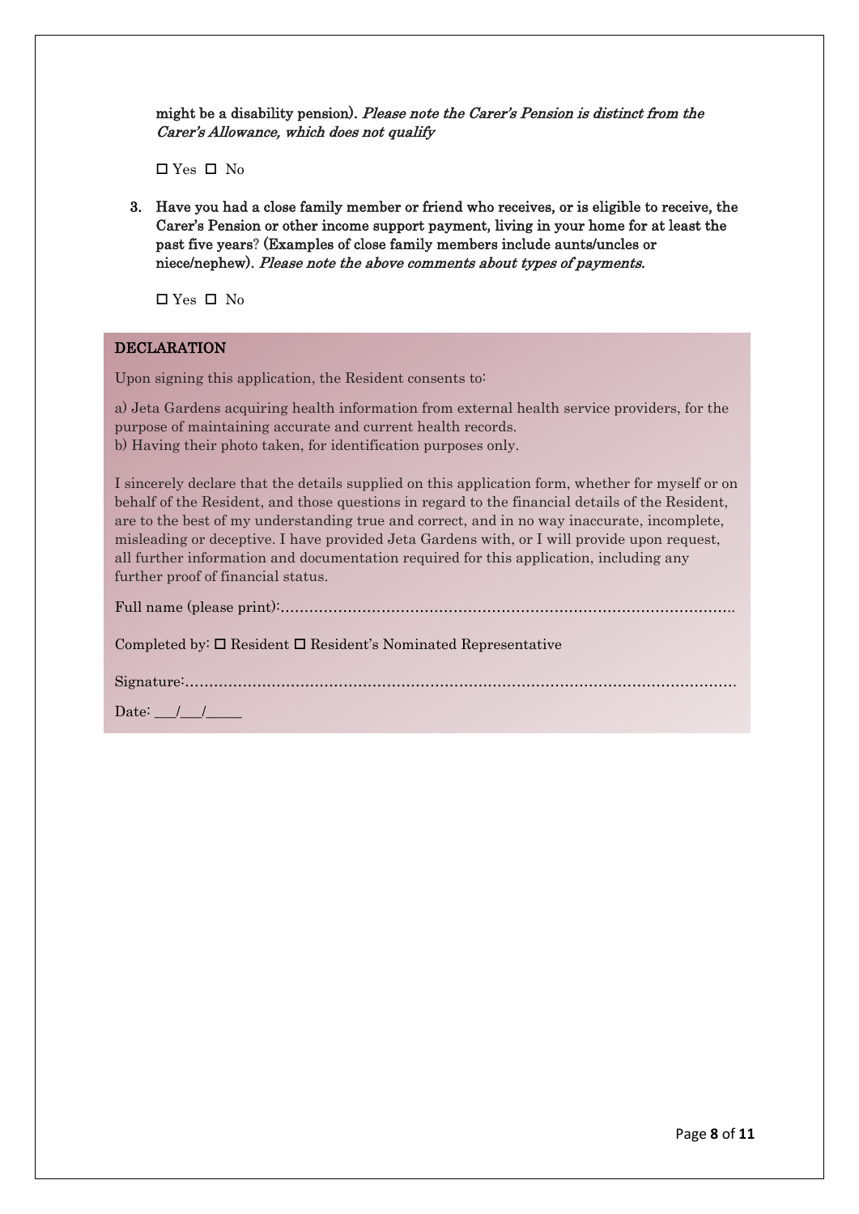**might be a disability pension).** *Please note the Carer's Pension is distinct from the Carer's Allowance, which does not qualify*

☐ Yes ☐ No

3. **Have you had a close family member or friend who receives, or is eligible to receive, the Carer's Pension or other income support payment, living in your home for at least the past five years? (Examples of close family members include aunts/uncles or niece/nephew).** *Please note the above comments about types of payments.*

   ☐ Yes ☐ No

**DECLARATION**

Upon signing this application, the Resident consents to:

a) Jeta Gardens acquiring health information from external health service providers, for the purpose of maintaining accurate and current health records.
b) Having their photo taken, for identification purposes only.

I sincerely declare that the details supplied on this application form, whether for myself or on behalf of the Resident, and those questions in regard to the financial details of the Resident, are to the best of my understanding true and correct, and in no way inaccurate, incomplete, misleading or deceptive. I have provided Jeta Gardens with, or I will provide upon request, all further information and documentation required for this application, including any further proof of financial status.

Full name (please print):……………………………………………………………………………….

Completed by: ☐ Resident ☐ Resident's Nominated Representative

Signature:……………………………………………………………………………………………….

Date: \_\_\_/\_\_\_/\_\_\_\_\_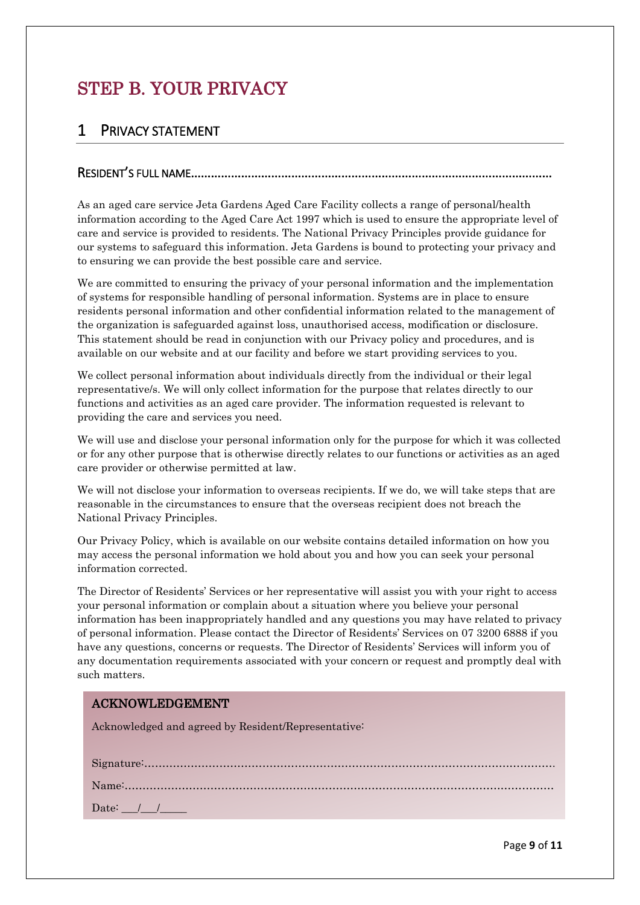# STEP B. YOUR PRIVACY

## 1 PRIVACY STATEMENT

### RESIDENT'S FULL NAME……………………………………………………………………………………………

As an aged care service Jeta Gardens Aged Care Facility collects a range of personal/health information according to the Aged Care Act 1997 which is used to ensure the appropriate level of care and service is provided to residents. The National Privacy Principles provide guidance for our systems to safeguard this information. Jeta Gardens is bound to protecting your privacy and to ensuring we can provide the best possible care and service.

We are committed to ensuring the privacy of your personal information and the implementation of systems for responsible handling of personal information. Systems are in place to ensure residents personal information and other confidential information related to the management of the organization is safeguarded against loss, unauthorised access, modification or disclosure. This statement should be read in conjunction with our Privacy policy and procedures, and is available on our website and at our facility and before we start providing services to you.

We collect personal information about individuals directly from the individual or their legal representative/s. We will only collect information for the purpose that relates directly to our functions and activities as an aged care provider. The information requested is relevant to providing the care and services you need.

We will use and disclose your personal information only for the purpose for which it was collected or for any other purpose that is otherwise directly relates to our functions or activities as an aged care provider or otherwise permitted at law.

We will not disclose your information to overseas recipients. If we do, we will take steps that are reasonable in the circumstances to ensure that the overseas recipient does not breach the National Privacy Principles.

Our Privacy Policy, which is available on our website contains detailed information on how you may access the personal information we hold about you and how you can seek your personal information corrected.

The Director of Residents' Services or her representative will assist you with your right to access your personal information or complain about a situation where you believe your personal information has been inappropriately handled and any questions you may have related to privacy of personal information. Please contact the Director of Residents' Services on 07 3200 6888 if you have any questions, concerns or requests. The Director of Residents' Services will inform you of any documentation requirements associated with your concern or request and promptly deal with such matters.

### ACKNOWLEDGEMENT

Acknowledged and agreed by Resident/Representative:

Signature:……………………………………………………………………………………………………

Name:………………………………………………………………………………………………………

Date: \_\_\_/\_\_\_/\_\_\_\_\_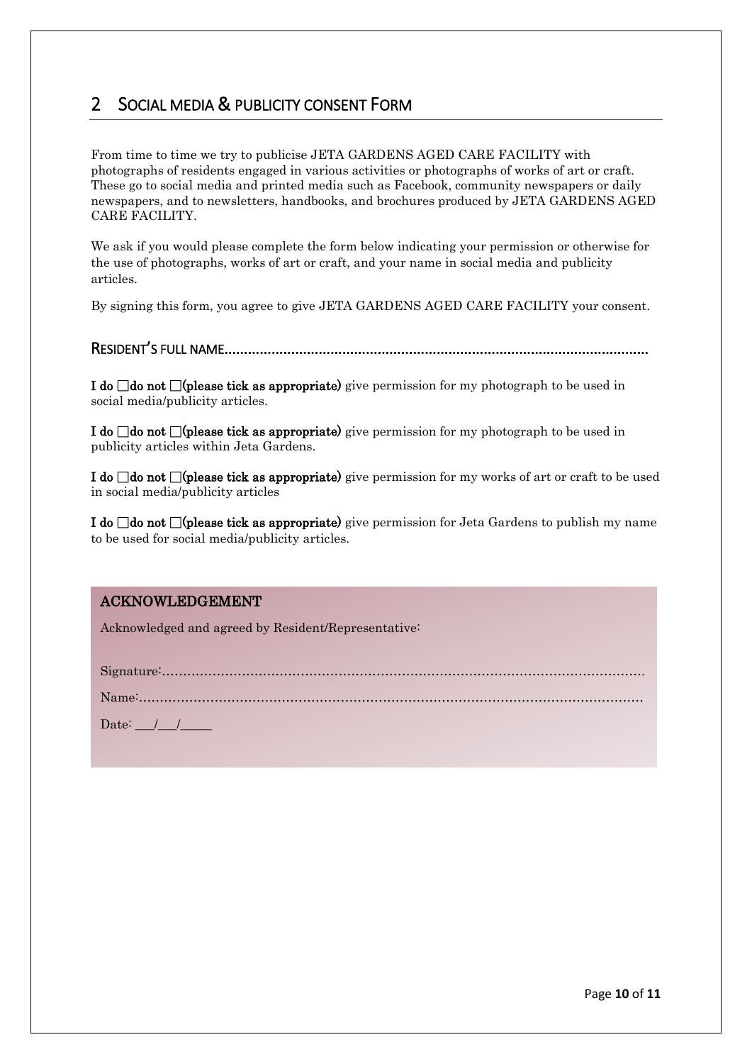## 2 SOCIAL MEDIA & PUBLICITY CONSENT FORM

From time to time we try to publicise JETA GARDENS AGED CARE FACILITY with photographs of residents engaged in various activities or photographs of works of art or craft. These go to social media and printed media such as Facebook, community newspapers or daily newspapers, and to newsletters, handbooks, and brochures produced by JETA GARDENS AGED CARE FACILITY.

We ask if you would please complete the form below indicating your permission or otherwise for the use of photographs, works of art or craft, and your name in social media and publicity articles.

By signing this form, you agree to give JETA GARDENS AGED CARE FACILITY your consent.

### RESIDENT'S FULL NAME..........................................................................................................

**I do ☐do not ☐(please tick as appropriate)** give permission for my photograph to be used in social media/publicity articles.

**I do ☐do not ☐(please tick as appropriate)** give permission for my photograph to be used in publicity articles within Jeta Gardens.

**I do ☐do not ☐(please tick as appropriate)** give permission for my works of art or craft to be used in social media/publicity articles

**I do ☐do not ☐(please tick as appropriate)** give permission for Jeta Gardens to publish my name to be used for social media/publicity articles.

**ACKNOWLEDGEMENT**

Acknowledged and agreed by Resident/Representative:

Signature:......................................................................................................................

Name:...........................................................................................................................

Date: ___/___/_____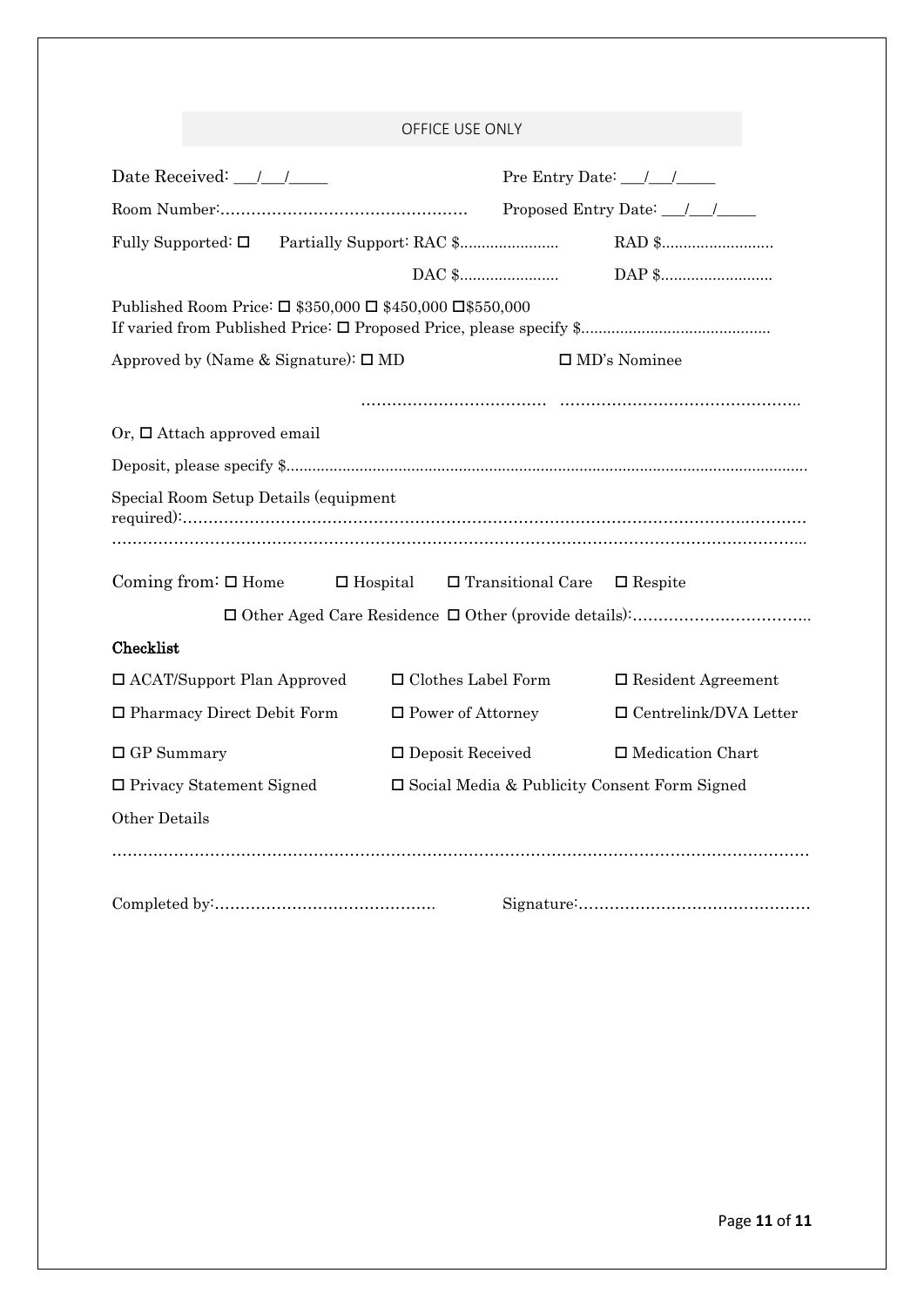OFFICE USE ONLY

Date Received: \_\_\_/\_\_\_/\_\_\_\_\_ Pre Entry Date: \_\_\_/\_\_\_/\_\_\_\_\_

Room Number:………………………………………… Proposed Entry Date: \_\_\_/\_\_\_/\_\_\_\_\_

Fully Supported: ☐ Partially Support: RAC $..................... RAD $........................

DAC $..................... DAP $........................

Published Room Price: ☐ $350,000 ☐ $450,000 ☐$550,000
If varied from Published Price: ☐ Proposed Price, please specify $..........................................

Approved by (Name & Signature): ☐ MD ☐ MD's Nominee

……………………………… ………………………………………..

Or, ☐ Attach approved email

Deposit, please specify $......................................................................................................................

Special Room Setup Details (equipment required):……………………………………………………………………………………………………
………………………………………………………………………………………………………………………..

Coming from: ☐ Home ☐ Hospital ☐ Transitional Care ☐ Respite

☐ Other Aged Care Residence ☐ Other (provide details):……………………………..

**Checklist**

☐ ACAT/Support Plan Approved ☐ Clothes Label Form ☐ Resident Agreement

☐ Pharmacy Direct Debit Form ☐ Power of Attorney ☐ Centrelink/DVA Letter

☐ GP Summary ☐ Deposit Received ☐ Medication Chart

☐ Privacy Statement Signed ☐ Social Media & Publicity Consent Form Signed

Other Details

………………………………………………………………………………………………………………………

Completed by:……………………………………. Signature:………………………………………